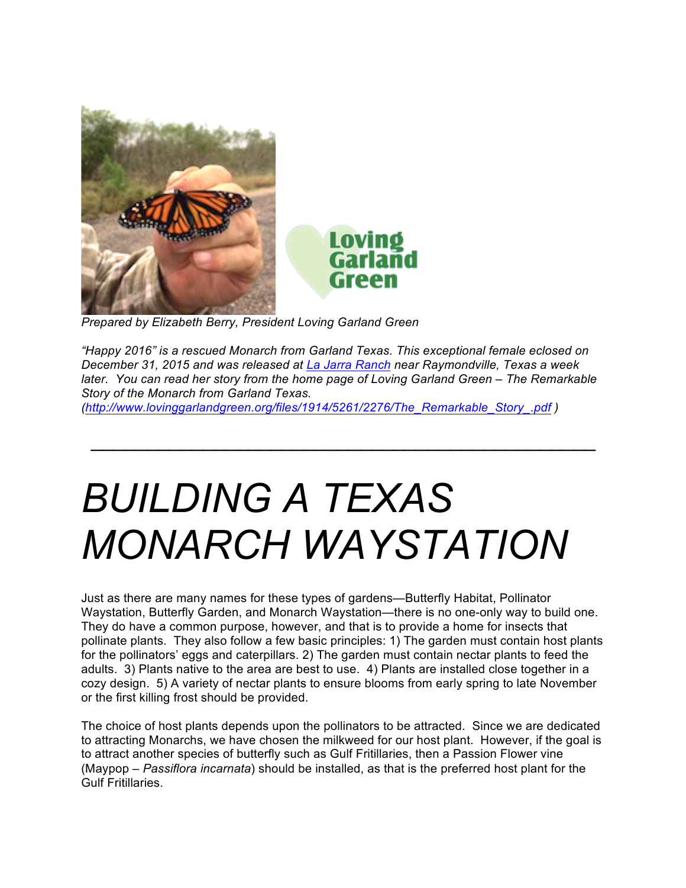*Prepared by Elizabeth Berry, President Loving Garland Green*

*"Happy 2016" is a rescued Monarch from Garland Texas. This exceptional female eclosed on December 31, 2015 and was released at [La Jarra Ranch](La Jarra Ranch) near Raymondville, Texas a week later. You can read her story from the home page of Loving Garland Green – The Remarkable Story of the Monarch from Garland Texas. ([http://www.lovinggarlandgreen.org/files/1914/5261/2276/The_Remarkable_Story_.pdf](http://www.lovinggarlandgreen.org/files/1914/5261/2276/The_Remarkable_Story_.pdf) )*

---

# *BUILDING A TEXAS MONARCH WAYSTATION*

Just as there are many names for these types of gardens—Butterfly Habitat, Pollinator Waystation, Butterfly Garden, and Monarch Waystation—there is no one-only way to build one. They do have a common purpose, however, and that is to provide a home for insects that pollinate plants. They also follow a few basic principles: 1) The garden must contain host plants for the pollinators' eggs and caterpillars. 2) The garden must contain nectar plants to feed the adults. 3) Plants native to the area are best to use. 4) Plants are installed close together in a cozy design. 5) A variety of nectar plants to ensure blooms from early spring to late November or the first killing frost should be provided.

The choice of host plants depends upon the pollinators to be attracted. Since we are dedicated to attracting Monarchs, we have chosen the milkweed for our host plant. However, if the goal is to attract another species of butterfly such as Gulf Fritillaries, then a Passion Flower vine (Maypop – *Passiflora incarnata*) should be installed, as that is the preferred host plant for the Gulf Fritillaries.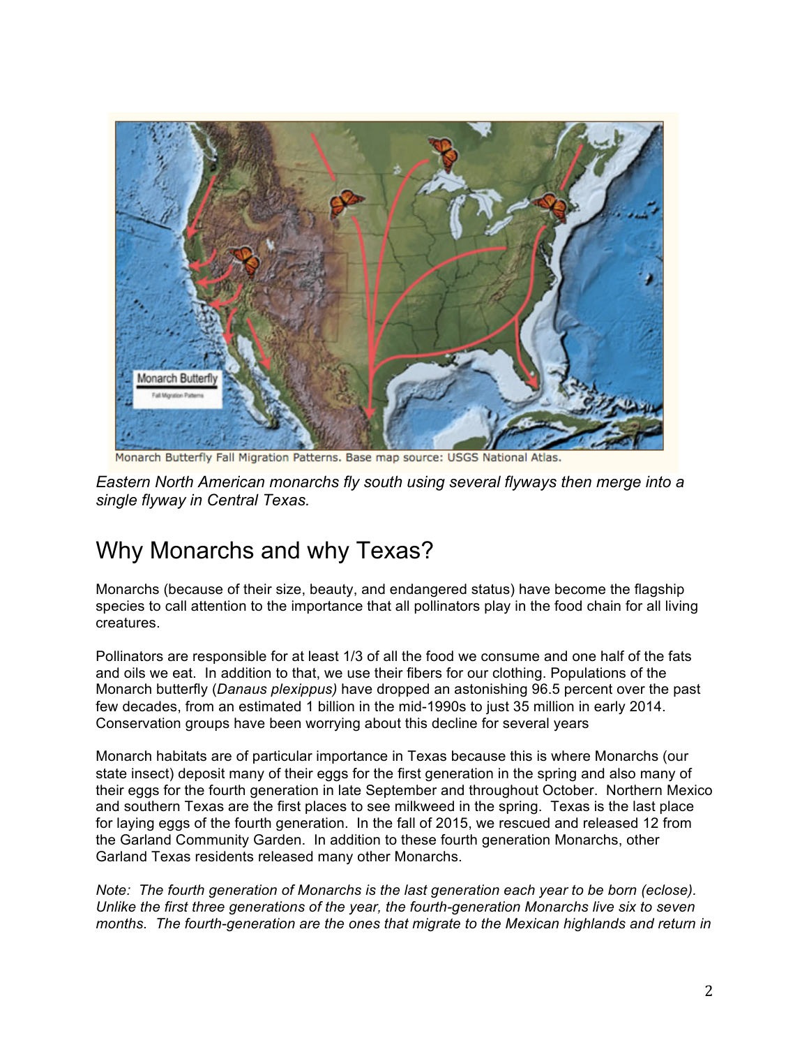Monarch Butterfly Fall Migration Patterns. Base map source: USGS National Atlas.

*Eastern North American monarchs fly south using several flyways then merge into a single flyway in Central Texas.*

## Why Monarchs and why Texas?

Monarchs (because of their size, beauty, and endangered status) have become the flagship species to call attention to the importance that all pollinators play in the food chain for all living creatures.

Pollinators are responsible for at least 1/3 of all the food we consume and one half of the fats and oils we eat. In addition to that, we use their fibers for our clothing. Populations of the Monarch butterfly (*Danaus plexippus)* have dropped an astonishing 96.5 percent over the past few decades, from an estimated 1 billion in the mid-1990s to just 35 million in early 2014. Conservation groups have been worrying about this decline for several years

Monarch habitats are of particular importance in Texas because this is where Monarchs (our state insect) deposit many of their eggs for the first generation in the spring and also many of their eggs for the fourth generation in late September and throughout October. Northern Mexico and southern Texas are the first places to see milkweed in the spring. Texas is the last place for laying eggs of the fourth generation. In the fall of 2015, we rescued and released 12 from the Garland Community Garden. In addition to these fourth generation Monarchs, other Garland Texas residents released many other Monarchs.

*Note: The fourth generation of Monarchs is the last generation each year to be born (eclose). Unlike the first three generations of the year, the fourth-generation Monarchs live six to seven months. The fourth-generation are the ones that migrate to the Mexican highlands and return in*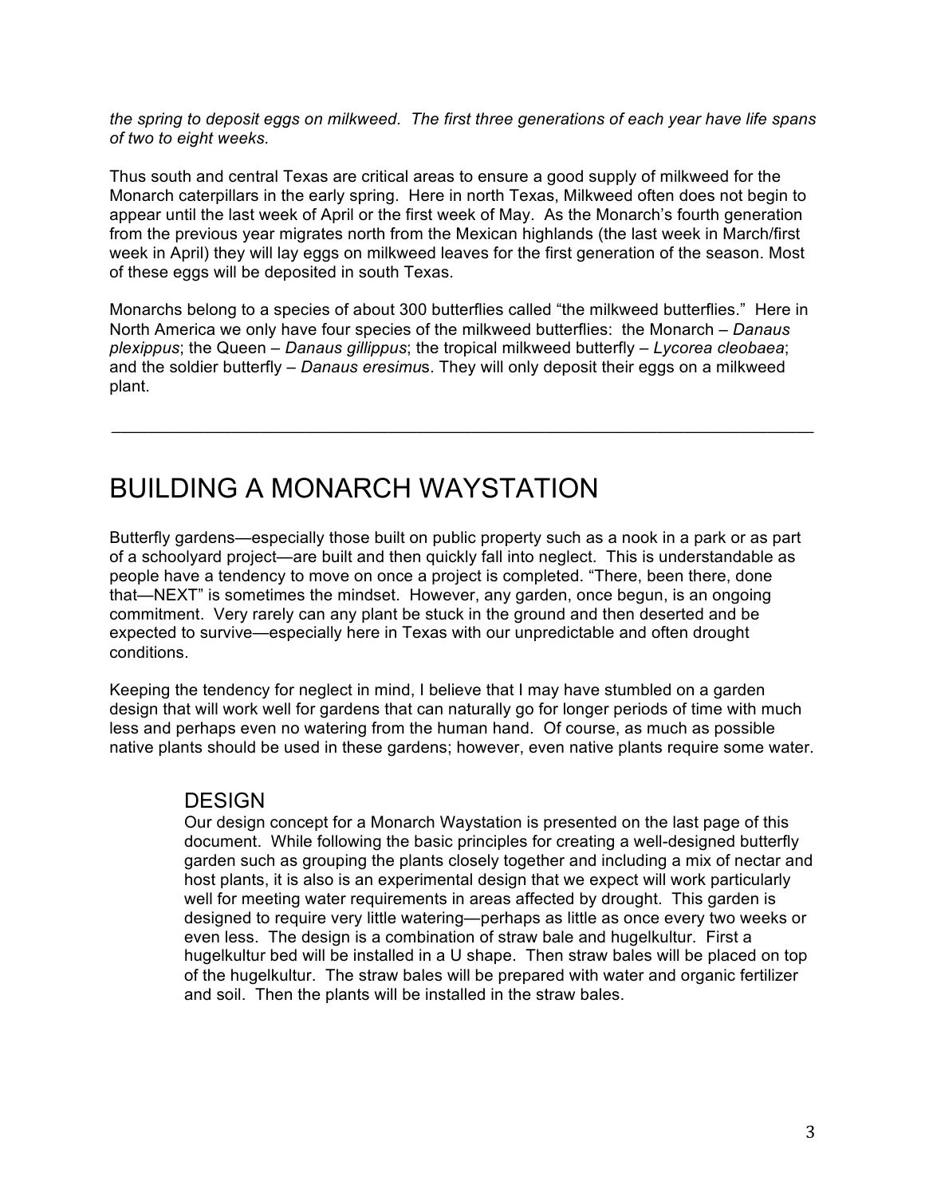*the spring to deposit eggs on milkweed. The first three generations of each year have life spans of two to eight weeks.*

Thus south and central Texas are critical areas to ensure a good supply of milkweed for the Monarch caterpillars in the early spring. Here in north Texas, Milkweed often does not begin to appear until the last week of April or the first week of May. As the Monarch's fourth generation from the previous year migrates north from the Mexican highlands (the last week in March/first week in April) they will lay eggs on milkweed leaves for the first generation of the season. Most of these eggs will be deposited in south Texas.

Monarchs belong to a species of about 300 butterflies called "the milkweed butterflies." Here in North America we only have four species of the milkweed butterflies: the Monarch – *Danaus plexippus*; the Queen – *Danaus gillippus*; the tropical milkweed butterfly – *Lycorea cleobaea*; and the soldier butterfly – *Danaus eresimu*s. They will only deposit their eggs on a milkweed plant.

---

# BUILDING A MONARCH WAYSTATION

Butterfly gardens—especially those built on public property such as a nook in a park or as part of a schoolyard project—are built and then quickly fall into neglect. This is understandable as people have a tendency to move on once a project is completed. "There, been there, done that—NEXT" is sometimes the mindset. However, any garden, once begun, is an ongoing commitment. Very rarely can any plant be stuck in the ground and then deserted and be expected to survive—especially here in Texas with our unpredictable and often drought conditions.

Keeping the tendency for neglect in mind, I believe that I may have stumbled on a garden design that will work well for gardens that can naturally go for longer periods of time with much less and perhaps even no watering from the human hand. Of course, as much as possible native plants should be used in these gardens; however, even native plants require some water.

## DESIGN

Our design concept for a Monarch Waystation is presented on the last page of this document. While following the basic principles for creating a well-designed butterfly garden such as grouping the plants closely together and including a mix of nectar and host plants, it is also is an experimental design that we expect will work particularly well for meeting water requirements in areas affected by drought. This garden is designed to require very little watering—perhaps as little as once every two weeks or even less. The design is a combination of straw bale and hugelkultur. First a hugelkultur bed will be installed in a U shape. Then straw bales will be placed on top of the hugelkultur. The straw bales will be prepared with water and organic fertilizer and soil. Then the plants will be installed in the straw bales.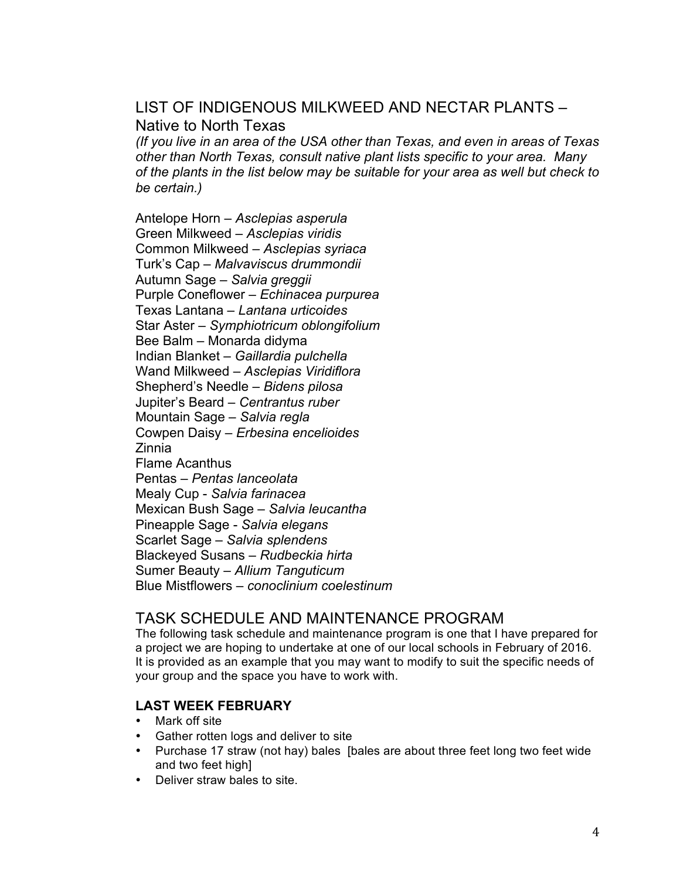## LIST OF INDIGENOUS MILKWEED AND NECTAR PLANTS – Native to North Texas

*(If you live in an area of the USA other than Texas, and even in areas of Texas other than North Texas, consult native plant lists specific to your area. Many of the plants in the list below may be suitable for your area as well but check to be certain.)*

Antelope Horn – *Asclepias asperula*
Green Milkweed – *Asclepias viridis*
Common Milkweed – *Asclepias syriaca*
Turk's Cap – *Malvaviscus drummondii*
Autumn Sage – *Salvia greggii*
Purple Coneflower – *Echinacea purpurea*
Texas Lantana – *Lantana urticoides*
Star Aster – *Symphiotricum oblongifolium*
Bee Balm – Monarda didyma
Indian Blanket – *Gaillardia pulchella*
Wand Milkweed – *Asclepias Viridiflora*
Shepherd's Needle – *Bidens pilosa*
Jupiter's Beard – *Centrantus ruber*
Mountain Sage – *Salvia regla*
Cowpen Daisy – *Erbesina encelioides*
Zinnia
Flame Acanthus
Pentas – *Pentas lanceolata*
Mealy Cup - *Salvia farinacea*
Mexican Bush Sage – *Salvia leucantha*
Pineapple Sage - *Salvia elegans*
Scarlet Sage – *Salvia splendens*
Blackeyed Susans – *Rudbeckia hirta*
Sumer Beauty – *Allium Tanguticum*
Blue Mistflowers – *conoclinium coelestinum*

## TASK SCHEDULE AND MAINTENANCE PROGRAM

The following task schedule and maintenance program is one that I have prepared for a project we are hoping to undertake at one of our local schools in February of 2016. It is provided as an example that you may want to modify to suit the specific needs of your group and the space you have to work with.

### LAST WEEK FEBRUARY

- Mark off site
- Gather rotten logs and deliver to site
- Purchase 17 straw (not hay) bales [bales are about three feet long two feet wide and two feet high]
- Deliver straw bales to site.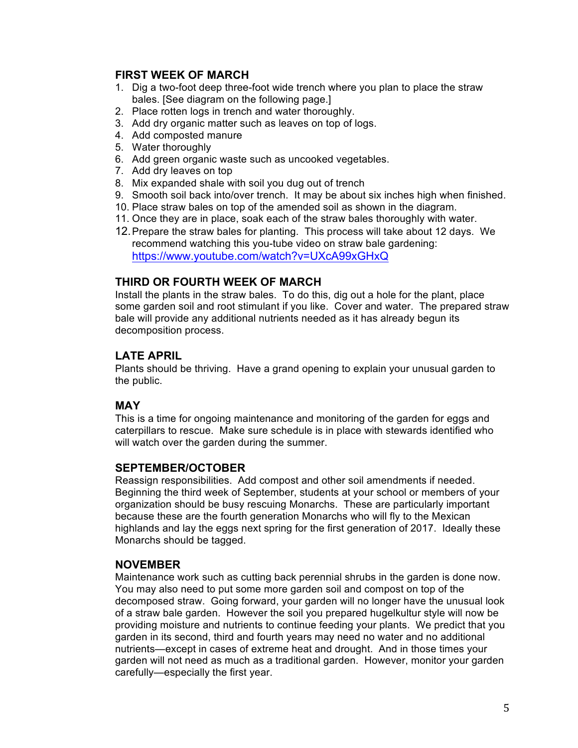### FIRST WEEK OF MARCH

1. Dig a two-foot deep three-foot wide trench where you plan to place the straw bales. [See diagram on the following page.]
2. Place rotten logs in trench and water thoroughly.
3. Add dry organic matter such as leaves on top of logs.
4. Add composted manure
5. Water thoroughly
6. Add green organic waste such as uncooked vegetables.
7. Add dry leaves on top
8. Mix expanded shale with soil you dug out of trench
9. Smooth soil back into/over trench. It may be about six inches high when finished.
10. Place straw bales on top of the amended soil as shown in the diagram.
11. Once they are in place, soak each of the straw bales thoroughly with water.
12. Prepare the straw bales for planting. This process will take about 12 days. We recommend watching this you-tube video on straw bale gardening: [https://www.youtube.com/watch?v=UXcA99xGHxQ](https://www.youtube.com/watch?v=UXcA99xGHxQ)

### THIRD OR FOURTH WEEK OF MARCH

Install the plants in the straw bales. To do this, dig out a hole for the plant, place some garden soil and root stimulant if you like. Cover and water. The prepared straw bale will provide any additional nutrients needed as it has already begun its decomposition process.

### LATE APRIL

Plants should be thriving. Have a grand opening to explain your unusual garden to the public.

### MAY

This is a time for ongoing maintenance and monitoring of the garden for eggs and caterpillars to rescue. Make sure schedule is in place with stewards identified who will watch over the garden during the summer.

### SEPTEMBER/OCTOBER

Reassign responsibilities. Add compost and other soil amendments if needed. Beginning the third week of September, students at your school or members of your organization should be busy rescuing Monarchs. These are particularly important because these are the fourth generation Monarchs who will fly to the Mexican highlands and lay the eggs next spring for the first generation of 2017. Ideally these Monarchs should be tagged.

### NOVEMBER

Maintenance work such as cutting back perennial shrubs in the garden is done now. You may also need to put some more garden soil and compost on top of the decomposed straw. Going forward, your garden will no longer have the unusual look of a straw bale garden. However the soil you prepared hugelkultur style will now be providing moisture and nutrients to continue feeding your plants. We predict that you garden in its second, third and fourth years may need no water and no additional nutrients—except in cases of extreme heat and drought. And in those times your garden will not need as much as a traditional garden. However, monitor your garden carefully—especially the first year.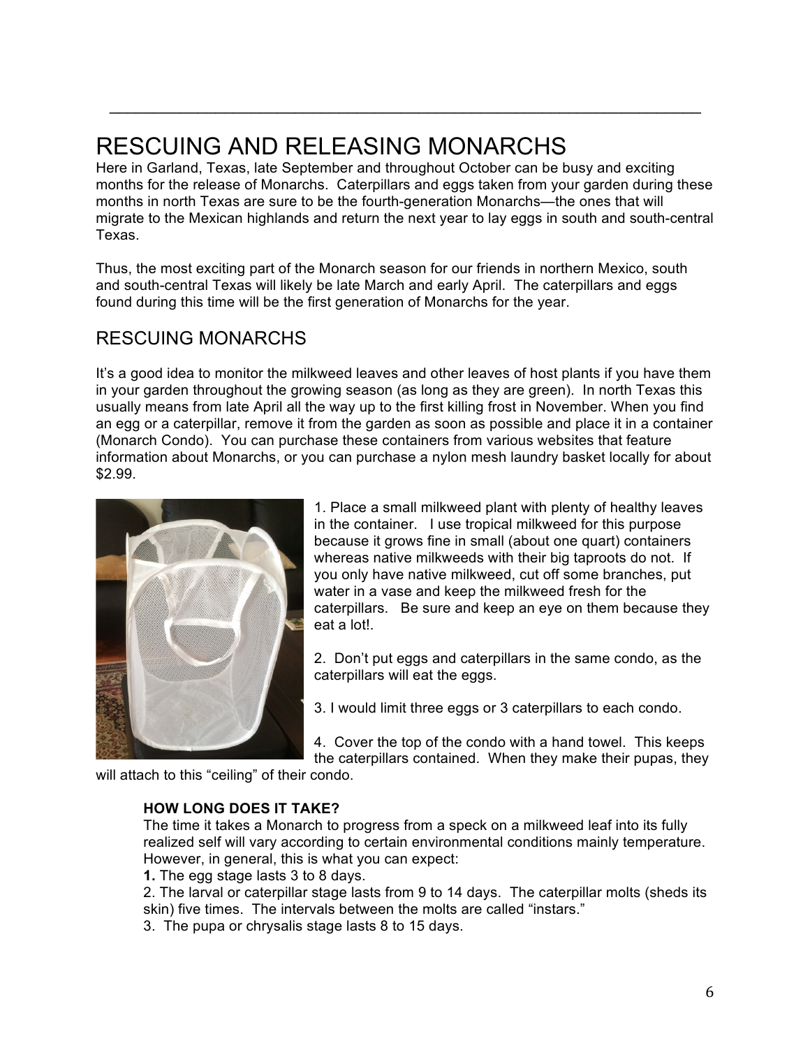# RESCUING AND RELEASING MONARCHS

Here in Garland, Texas, late September and throughout October can be busy and exciting months for the release of Monarchs. Caterpillars and eggs taken from your garden during these months in north Texas are sure to be the fourth-generation Monarchs—the ones that will migrate to the Mexican highlands and return the next year to lay eggs in south and south-central Texas.

Thus, the most exciting part of the Monarch season for our friends in northern Mexico, south and south-central Texas will likely be late March and early April. The caterpillars and eggs found during this time will be the first generation of Monarchs for the year.

## RESCUING MONARCHS

It's a good idea to monitor the milkweed leaves and other leaves of host plants if you have them in your garden throughout the growing season (as long as they are green). In north Texas this usually means from late April all the way up to the first killing frost in November. When you find an egg or a caterpillar, remove it from the garden as soon as possible and place it in a container (Monarch Condo). You can purchase these containers from various websites that feature information about Monarchs, or you can purchase a nylon mesh laundry basket locally for about $2.99.

1. Place a small milkweed plant with plenty of healthy leaves in the container. I use tropical milkweed for this purpose because it grows fine in small (about one quart) containers whereas native milkweeds with their big taproots do not. If you only have native milkweed, cut off some branches, put water in a vase and keep the milkweed fresh for the caterpillars. Be sure and keep an eye on them because they eat a lot!.

2. Don't put eggs and caterpillars in the same condo, as the caterpillars will eat the eggs.

3. I would limit three eggs or 3 caterpillars to each condo.

4. Cover the top of the condo with a hand towel. This keeps the caterpillars contained. When they make their pupas, they will attach to this "ceiling" of their condo.

**HOW LONG DOES IT TAKE?**

The time it takes a Monarch to progress from a speck on a milkweed leaf into its fully realized self will vary according to certain environmental conditions mainly temperature. However, in general, this is what you can expect:

**1.** The egg stage lasts 3 to 8 days.

2. The larval or caterpillar stage lasts from 9 to 14 days. The caterpillar molts (sheds its skin) five times. The intervals between the molts are called "instars."

3. The pupa or chrysalis stage lasts 8 to 15 days.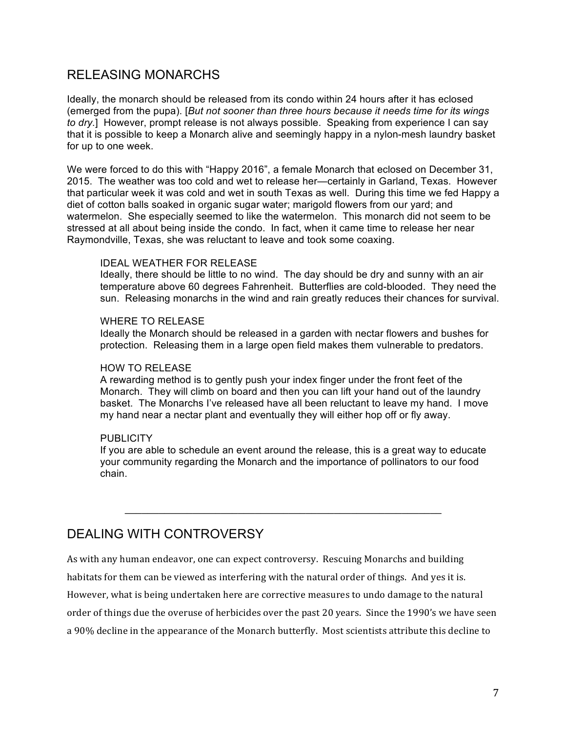## RELEASING MONARCHS

Ideally, the monarch should be released from its condo within 24 hours after it has eclosed (emerged from the pupa). [*But not sooner than three hours because it needs time for its wings to dry.*] However, prompt release is not always possible. Speaking from experience I can say that it is possible to keep a Monarch alive and seemingly happy in a nylon-mesh laundry basket for up to one week.

We were forced to do this with "Happy 2016", a female Monarch that eclosed on December 31, 2015. The weather was too cold and wet to release her—certainly in Garland, Texas. However that particular week it was cold and wet in south Texas as well. During this time we fed Happy a diet of cotton balls soaked in organic sugar water; marigold flowers from our yard; and watermelon. She especially seemed to like the watermelon. This monarch did not seem to be stressed at all about being inside the condo. In fact, when it came time to release her near Raymondville, Texas, she was reluctant to leave and took some coaxing.

### IDEAL WEATHER FOR RELEASE

Ideally, there should be little to no wind. The day should be dry and sunny with an air temperature above 60 degrees Fahrenheit. Butterflies are cold-blooded. They need the sun. Releasing monarchs in the wind and rain greatly reduces their chances for survival.

### WHERE TO RELEASE

Ideally the Monarch should be released in a garden with nectar flowers and bushes for protection. Releasing them in a large open field makes them vulnerable to predators.

### HOW TO RELEASE

A rewarding method is to gently push your index finger under the front feet of the Monarch. They will climb on board and then you can lift your hand out of the laundry basket. The Monarchs I've released have all been reluctant to leave my hand. I move my hand near a nectar plant and eventually they will either hop off or fly away.

### PUBLICITY

If you are able to schedule an event around the release, this is a great way to educate your community regarding the Monarch and the importance of pollinators to our food chain.

---

## DEALING WITH CONTROVERSY

As with any human endeavor, one can expect controversy. Rescuing Monarchs and building habitats for them can be viewed as interfering with the natural order of things. And yes it is. However, what is being undertaken here are corrective measures to undo damage to the natural order of things due the overuse of herbicides over the past 20 years. Since the 1990's we have seen a 90% decline in the appearance of the Monarch butterfly. Most scientists attribute this decline to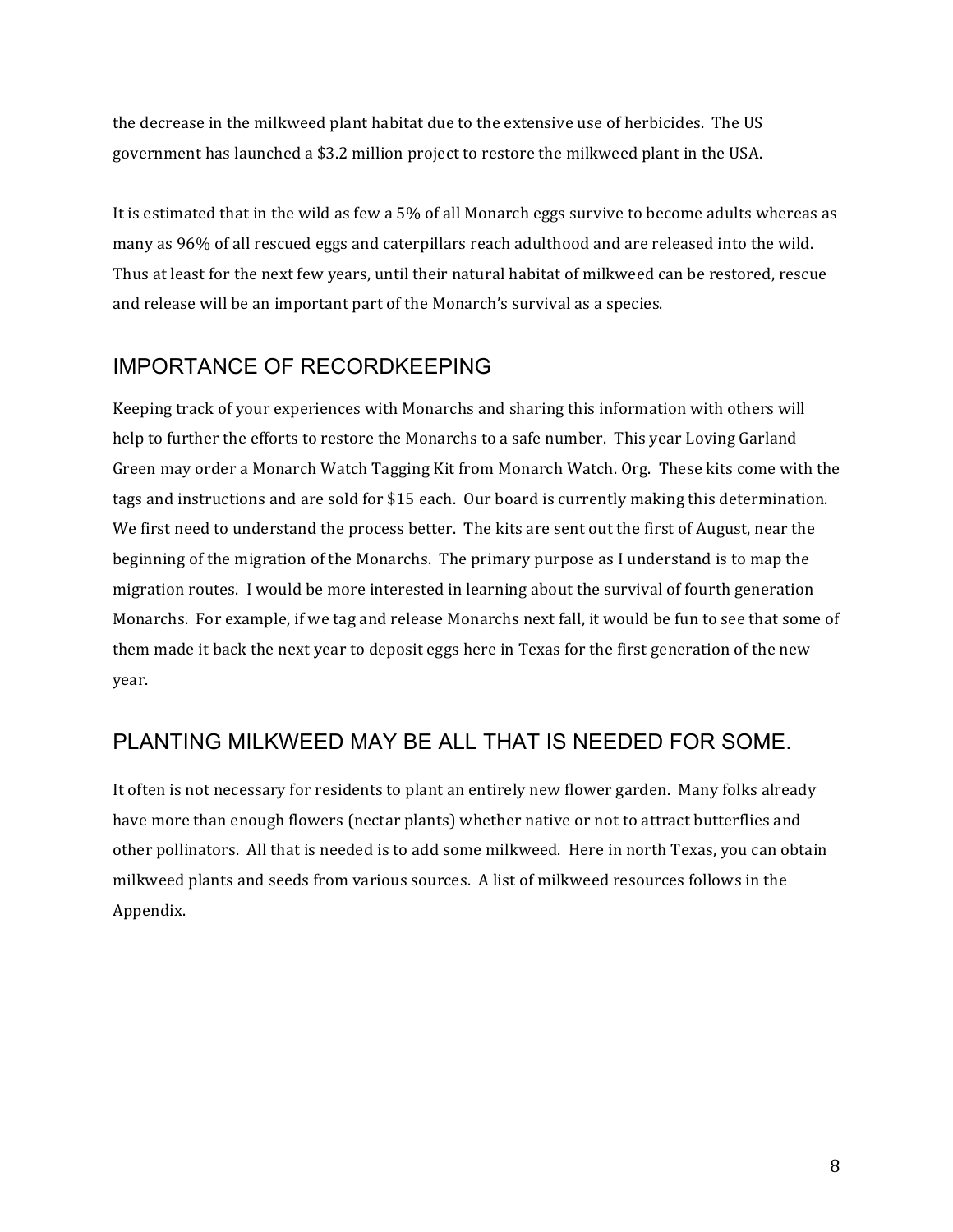the decrease in the milkweed plant habitat due to the extensive use of herbicides. The US government has launched a $3.2 million project to restore the milkweed plant in the USA.

It is estimated that in the wild as few a 5% of all Monarch eggs survive to become adults whereas as many as 96% of all rescued eggs and caterpillars reach adulthood and are released into the wild. Thus at least for the next few years, until their natural habitat of milkweed can be restored, rescue and release will be an important part of the Monarch's survival as a species.

## IMPORTANCE OF RECORDKEEPING

Keeping track of your experiences with Monarchs and sharing this information with others will help to further the efforts to restore the Monarchs to a safe number. This year Loving Garland Green may order a Monarch Watch Tagging Kit from Monarch Watch. Org. These kits come with the tags and instructions and are sold for $15 each. Our board is currently making this determination. We first need to understand the process better. The kits are sent out the first of August, near the beginning of the migration of the Monarchs. The primary purpose as I understand is to map the migration routes. I would be more interested in learning about the survival of fourth generation Monarchs. For example, if we tag and release Monarchs next fall, it would be fun to see that some of them made it back the next year to deposit eggs here in Texas for the first generation of the new year.

## PLANTING MILKWEED MAY BE ALL THAT IS NEEDED FOR SOME.

It often is not necessary for residents to plant an entirely new flower garden. Many folks already have more than enough flowers (nectar plants) whether native or not to attract butterflies and other pollinators. All that is needed is to add some milkweed. Here in north Texas, you can obtain milkweed plants and seeds from various sources. A list of milkweed resources follows in the Appendix.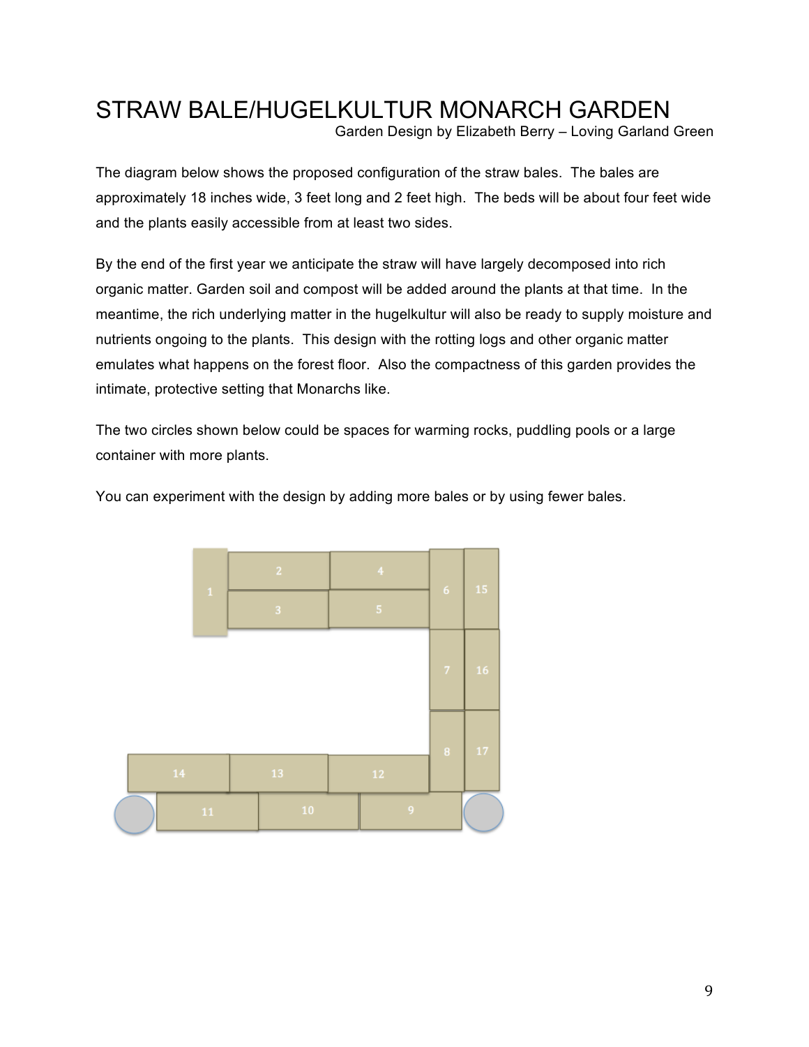# STRAW BALE/HUGELKULTUR MONARCH GARDEN

Garden Design by Elizabeth Berry – Loving Garland Green

The diagram below shows the proposed configuration of the straw bales. The bales are approximately 18 inches wide, 3 feet long and 2 feet high. The beds will be about four feet wide and the plants easily accessible from at least two sides.

By the end of the first year we anticipate the straw will have largely decomposed into rich organic matter. Garden soil and compost will be added around the plants at that time. In the meantime, the rich underlying matter in the hugelkultur will also be ready to supply moisture and nutrients ongoing to the plants. This design with the rotting logs and other organic matter emulates what happens on the forest floor. Also the compactness of this garden provides the intimate, protective setting that Monarchs like.

The two circles shown below could be spaces for warming rocks, puddling pools or a large container with more plants.

You can experiment with the design by adding more bales or by using fewer bales.

1 2 4 6 15 3 5 7 16 8 17 14 13 12 11 10 9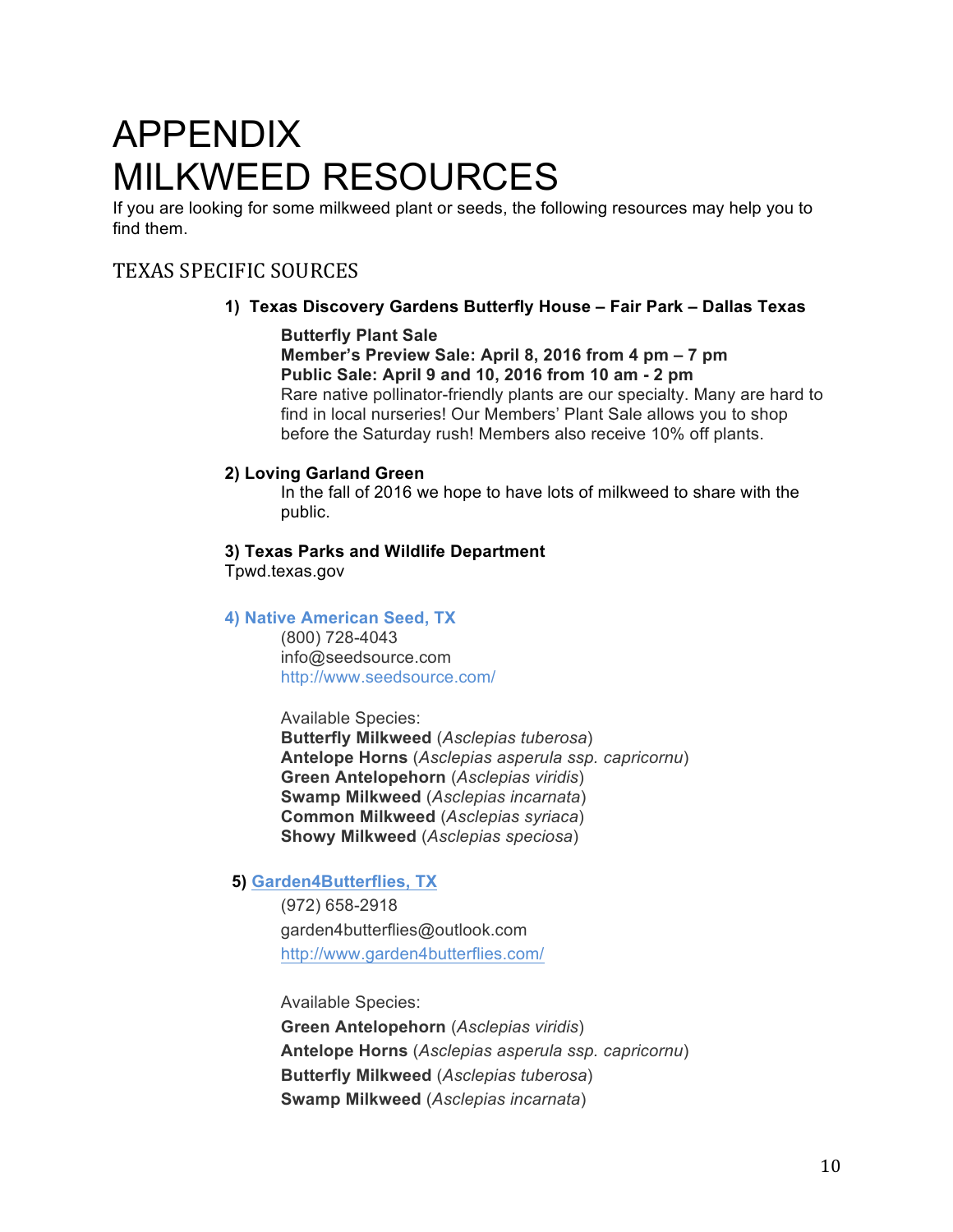# APPENDIX
# MILKWEED RESOURCES

If you are looking for some milkweed plant or seeds, the following resources may help you to find them.

## TEXAS SPECIFIC SOURCES

**1) Texas Discovery Gardens Butterfly House – Fair Park – Dallas Texas**

**Butterfly Plant Sale**
**Member's Preview Sale: April 8, 2016 from 4 pm – 7 pm**
**Public Sale: April 9 and 10, 2016 from 10 am - 2 pm**
Rare native pollinator-friendly plants are our specialty. Many are hard to find in local nurseries! Our Members' Plant Sale allows you to shop before the Saturday rush! Members also receive 10% off plants.

**2) Loving Garland Green**

In the fall of 2016 we hope to have lots of milkweed to share with the public.

**3) Texas Parks and Wildlife Department**
Tpwd.texas.gov

**4) Native American Seed, TX**

(800) 728-4043
info@seedsource.com
http://www.seedsource.com/

Available Species:
**Butterfly Milkweed** (*Asclepias tuberosa*)
**Antelope Horns** (*Asclepias asperula ssp. capricornu*)
**Green Antelopehorn** (*Asclepias viridis*)
**Swamp Milkweed** (*Asclepias incarnata*)
**Common Milkweed** (*Asclepias syriaca*)
**Showy Milkweed** (*Asclepias speciosa*)

**5) Garden4Butterflies, TX**

(972) 658-2918
garden4butterflies@outlook.com
http://www.garden4butterflies.com/

Available Species:
**Green Antelopehorn** (*Asclepias viridis*)
**Antelope Horns** (*Asclepias asperula ssp. capricornu*)
**Butterfly Milkweed** (*Asclepias tuberosa*)
**Swamp Milkweed** (*Asclepias incarnata*)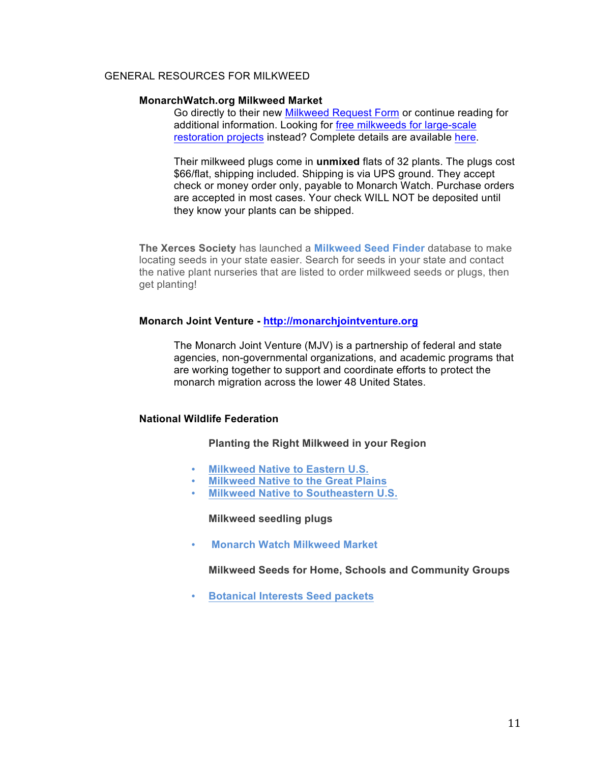GENERAL RESOURCES FOR MILKWEED

**MonarchWatch.org Milkweed Market**

Go directly to their new Milkweed Request Form or continue reading for additional information. Looking for free milkweeds for large-scale restoration projects instead? Complete details are available here.

Their milkweed plugs come in **unmixed** flats of 32 plants. The plugs cost $66/flat, shipping included. Shipping is via UPS ground. They accept check or money order only, payable to Monarch Watch. Purchase orders are accepted in most cases. Your check WILL NOT be deposited until they know your plants can be shipped.

**The Xerces Society** has launched a **Milkweed Seed Finder** database to make locating seeds in your state easier. Search for seeds in your state and contact the native plant nurseries that are listed to order milkweed seeds or plugs, then get planting!

**Monarch Joint Venture - http://monarchjointventure.org**

The Monarch Joint Venture (MJV) is a partnership of federal and state agencies, non-governmental organizations, and academic programs that are working together to support and coordinate efforts to protect the monarch migration across the lower 48 United States.

**National Wildlife Federation**

**Planting the Right Milkweed in your Region**

- **Milkweed Native to Eastern U.S.**
- **Milkweed Native to the Great Plains**
- **Milkweed Native to Southeastern U.S.**

**Milkweed seedling plugs**

- **Monarch Watch Milkweed Market**

**Milkweed Seeds for Home, Schools and Community Groups**

- **Botanical Interests Seed packets**